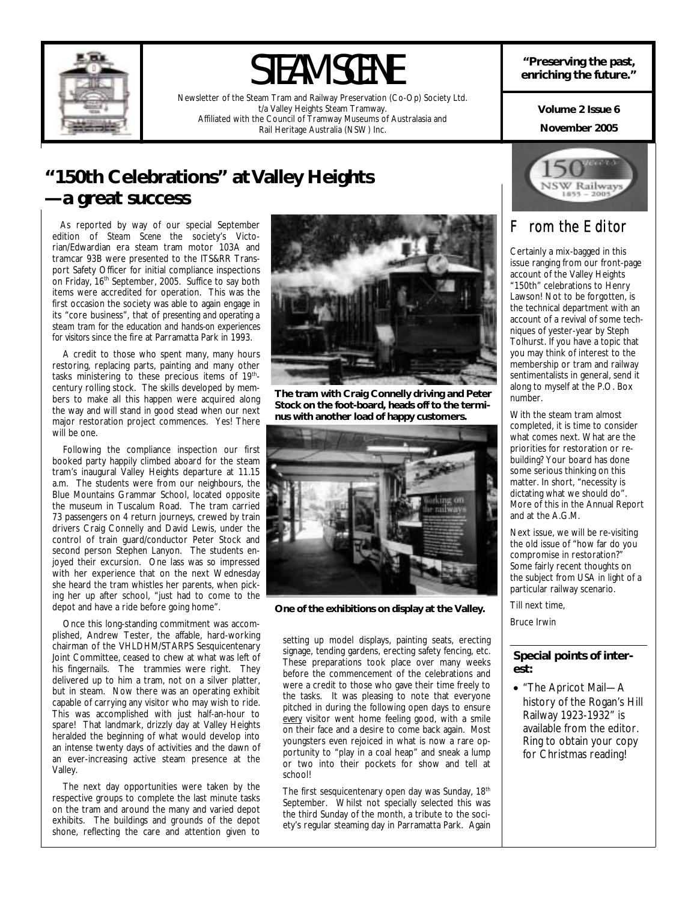# STEAM SCENE

Newsletter of the Steam Tram and Railway Preservation (Co-Op) Society Ltd.
t/a Valley Heights Steam Tramway.
Affiliated with the Council of Tramway Museums of Australasia and
Rail Heritage Australia (NSW) Inc.

**"Preserving the past, enriching the future."**

**Volume 2 Issue 6**

**November 2005**

## "150th Celebrations" at Valley Heights —a great success

As reported by way of our special September edition of *Steam Scene* the society's Victorian/Edwardian era steam tram motor 103A and tramcar 93B were presented to the ITS&RR Transport Safety Officer for initial compliance inspections on Friday, 16th September, 2005. Suffice to say both items were accredited for operation. This was the first occasion the society was able to again engage in its "core business", that of *presenting and operating a steam tram for the education and hands-on experiences for visitors* since the fire at Parramatta Park in 1993.

A credit to those who spent many, many hours restoring, replacing parts, painting and many other tasks ministering to these precious items of 19th-century rolling stock. The skills developed by members to make all this happen were acquired along the way and will stand in good stead when our next major restoration project commences. Yes! There will be one.

Following the compliance inspection our first booked party happily climbed aboard for the steam tram's inaugural Valley Heights departure at 11.15 a.m. The students were from our neighbours, the Blue Mountains Grammar School, located opposite the museum in Tuscalum Road. The tram carried 73 passengers on 4 return journeys, crewed by train drivers Craig Connelly and David Lewis, under the control of train guard/conductor Peter Stock and second person Stephen Lanyon. The students enjoyed their excursion. One lass was so impressed with her experience that on the next Wednesday she heard the tram whistles her parents, when picking her up after school, "just had to come to the depot and have a ride before going home".

Once this long-standing commitment was accomplished, Andrew Tester, the affable, hard-working chairman of the VHLDHM/STARPS Sesquicentenary Joint Committee, ceased to chew at what was left of his fingernails. The trammies were right. They delivered up to him a tram, not on a silver platter, but in steam. Now there was an operating exhibit capable of carrying any visitor who may wish to ride. This was accomplished with just half-an-hour to spare! That landmark, drizzly day at Valley Heights heralded the beginning of what would develop into an intense twenty days of activities and the dawn of an ever-increasing active steam presence at the Valley.

The next day opportunities were taken by the respective groups to complete the last minute tasks on the tram and around the many and varied depot exhibits. The buildings and grounds of the depot shone, reflecting the care and attention given to setting up model displays, painting seats, erecting signage, tending gardens, erecting safety fencing, etc. These preparations took place over many weeks before the commencement of the celebrations and were a credit to those who gave their time freely to the tasks. It was pleasing to note that everyone pitched in during the following open days to ensure every visitor went home feeling good, with a smile on their face and a desire to come back again. Most youngsters even rejoiced in what is now a rare opportunity to "play in a coal heap" and sneak a lump or two into their pockets for show and tell at school!

**The tram with Craig Connelly driving and Peter Stock on the foot-board, heads off to the terminus with another load of happy customers.**

**One of the exhibitions on display at the Valley.**

The first sesquicentenary open day was Sunday, 18th September. Whilst not specially selected this was the third Sunday of the month, a tribute to the society's regular steaming day in Parramatta Park. Again

## From the Editor

Certainly a mix-bagged in this issue ranging from our front-page account of the Valley Heights "150th" celebrations to Henry Lawson! Not to be forgotten, is the technical department with an account of a revival of some techniques of yester-year by Steph Tolhurst. If you have a topic that you may think of interest to the membership or tram and railway sentimentalists in general, send it along to myself at the P.O. Box number.

With the steam tram almost completed, it is time to consider what comes next. What are the priorities for restoration or re-building? Your board has done some serious thinking on this matter. In short, "necessity is dictating what we should do". More of this in the Annual Report and at the A.G.M.

Next issue, we will be re-visiting the old issue of "how far do you compromise in restoration?" Some fairly recent thoughts on the subject from USA in light of a particular railway scenario.

Till next time,

Bruce Irwin

### Special points of interest:

- "The Apricot Mail—A history of the Rogan's Hill Railway 1923-1932" is available from the editor. Ring to obtain your copy for Christmas reading!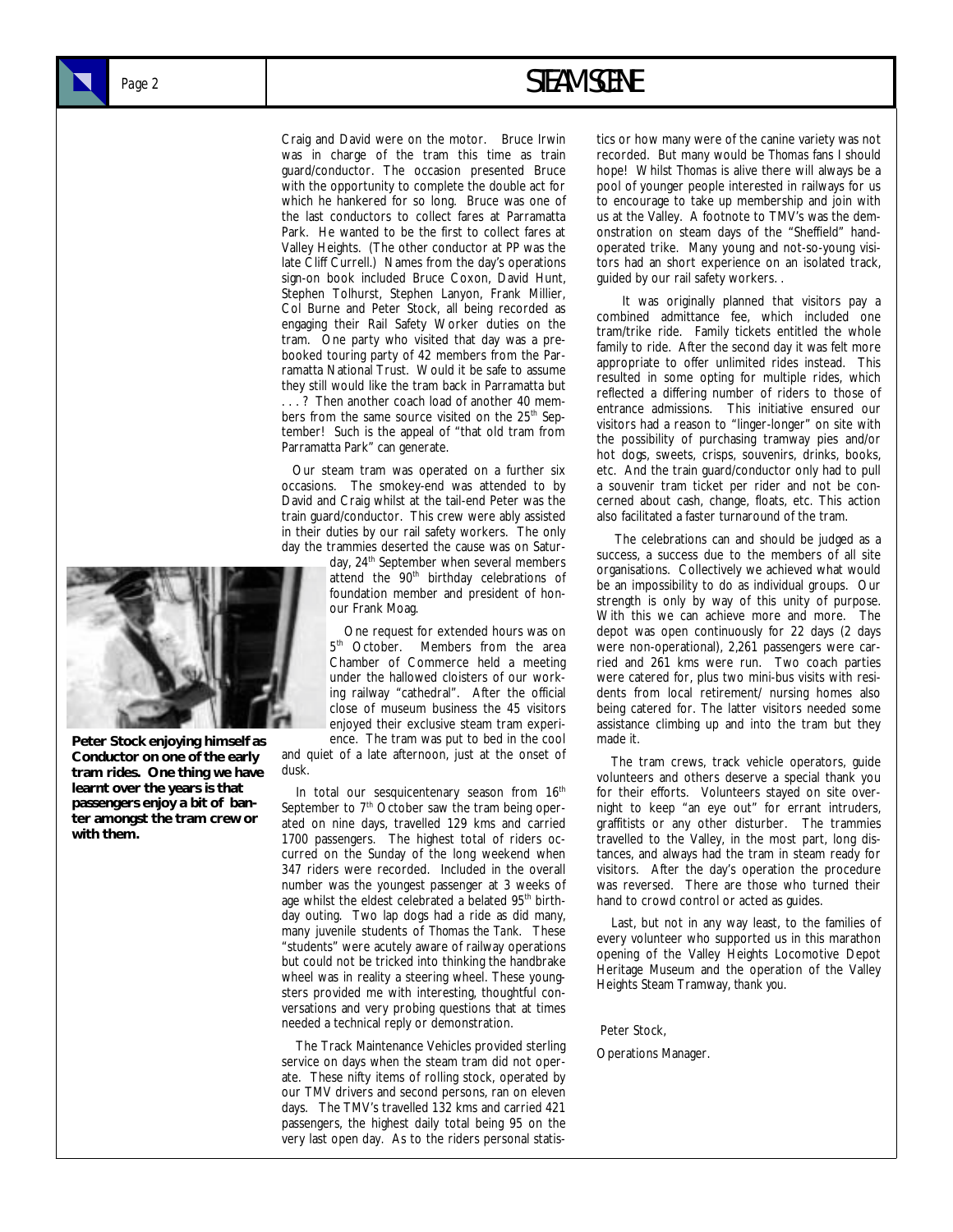Craig and David were on the motor. Bruce Irwin was in charge of the tram this time as train guard/conductor. The occasion presented Bruce with the opportunity to complete the double act for which he hankered for so long. Bruce was one of the last conductors to collect fares at Parramatta Park. He wanted to be the first to collect fares at Valley Heights. (The other conductor at PP was the late Cliff Currell.) Names from the day's operations sign-on book included Bruce Coxon, David Hunt, Stephen Tolhurst, Stephen Lanyon, Frank Millier, Col Burne and Peter Stock, all being recorded as engaging their Rail Safety Worker duties on the tram. One party who visited that day was a pre-booked touring party of 42 members from the Parramatta National Trust. Would it be safe to assume they still would like the tram back in Parramatta but . . . ? Then another coach load of another 40 members from the same source visited on the 25th September! Such is the appeal of "that old tram from Parramatta Park" can generate.

Our steam tram was operated on a further six occasions. The smokey-end was attended to by David and Craig whilst at the tail-end Peter was the train guard/conductor. This crew were ably assisted in their duties by our rail safety workers. The only day the trammies deserted the cause was on Saturday, 24th September when several members attend the 90th birthday celebrations of foundation member and president of honour Frank Moag.

One request for extended hours was on 5th October. Members from the area Chamber of Commerce held a meeting under the hallowed cloisters of our working railway "cathedral". After the official close of museum business the 45 visitors enjoyed their exclusive steam tram experience. The tram was put to bed in the cool and quiet of a late afternoon, just at the onset of dusk.

**Peter Stock enjoying himself as Conductor on one of the early tram rides. One thing we have learnt over the years is that passengers enjoy a bit of banter amongst the tram crew or with them.**

In total our sesquicentenary season from 16th September to 7th October saw the tram being operated on nine days, travelled 129 kms and carried 1700 passengers. The highest total of riders occurred on the Sunday of the long weekend when 347 riders were recorded. Included in the overall number was the youngest passenger at 3 weeks of age whilst the eldest celebrated a belated 95th birthday outing. Two lap dogs had a ride as did many, many juvenile students of *Thomas the Tank*. These "students" were acutely aware of railway operations but could not be tricked into thinking the handbrake wheel was in reality a steering wheel. These youngsters provided me with interesting, thoughtful conversations and very probing questions that at times needed a technical reply or demonstration.

The Track Maintenance Vehicles provided sterling service on days when the steam tram did not operate. These nifty items of rolling stock, operated by our TMV drivers and second persons, ran on eleven days. The TMV's travelled 132 kms and carried 421 passengers, the highest daily total being 95 on the very last open day. As to the riders personal statistics or how many were of the canine variety was not recorded. But many would be *Thomas* fans I should hope! Whilst *Thomas* is alive there will always be a pool of younger people interested in railways for us to encourage to take up membership and join with us at the Valley. A footnote to TMV's was the demonstration on steam days of the "Sheffield" hand-operated trike. Many young and not-so-young visitors had an short experience on an isolated track, guided by our rail safety workers. .

It was originally planned that visitors pay a combined admittance fee, which included one tram/trike ride. Family tickets entitled the whole family to ride. After the second day it was felt more appropriate to offer unlimited rides instead. This resulted in some opting for multiple rides, which reflected a differing number of riders to those of entrance admissions. This initiative ensured our visitors had a reason to "linger-longer" on site with the possibility of purchasing tramway pies and/or hot dogs, sweets, crisps, souvenirs, drinks, books, etc. And the train guard/conductor only had to pull a souvenir tram ticket per rider and not be concerned about cash, change, floats, etc. This action also facilitated a faster turnaround of the tram.

The celebrations can and should be judged as a success, a success due to the members of all site organisations. Collectively we achieved what would be an impossibility to do as individual groups. Our strength is only by way of this unity of purpose. With this we can achieve more and more. The depot was open continuously for 22 days (2 days were non-operational), 2,261 passengers were carried and 261 kms were run. Two coach parties were catered for, plus two mini-bus visits with residents from local retirement/ nursing homes also being catered for. The latter visitors needed some assistance climbing up and into the tram but they made it.

The tram crews, track vehicle operators, guide volunteers and others deserve a special thank you for their efforts. Volunteers stayed on site overnight to keep "an eye out" for errant intruders, graffitists or any other disturber. The trammies travelled to the Valley, in the most part, long distances, and always had the tram in steam ready for visitors. After the day's operation the procedure was reversed. There are those who turned their hand to crowd control or acted as guides.

Last, but not in any way least, to the families of every volunteer who supported us in this marathon opening of the Valley Heights Locomotive Depot Heritage Museum and the operation of the Valley Heights Steam Tramway, *thank you*.

Peter Stock,

Operations Manager.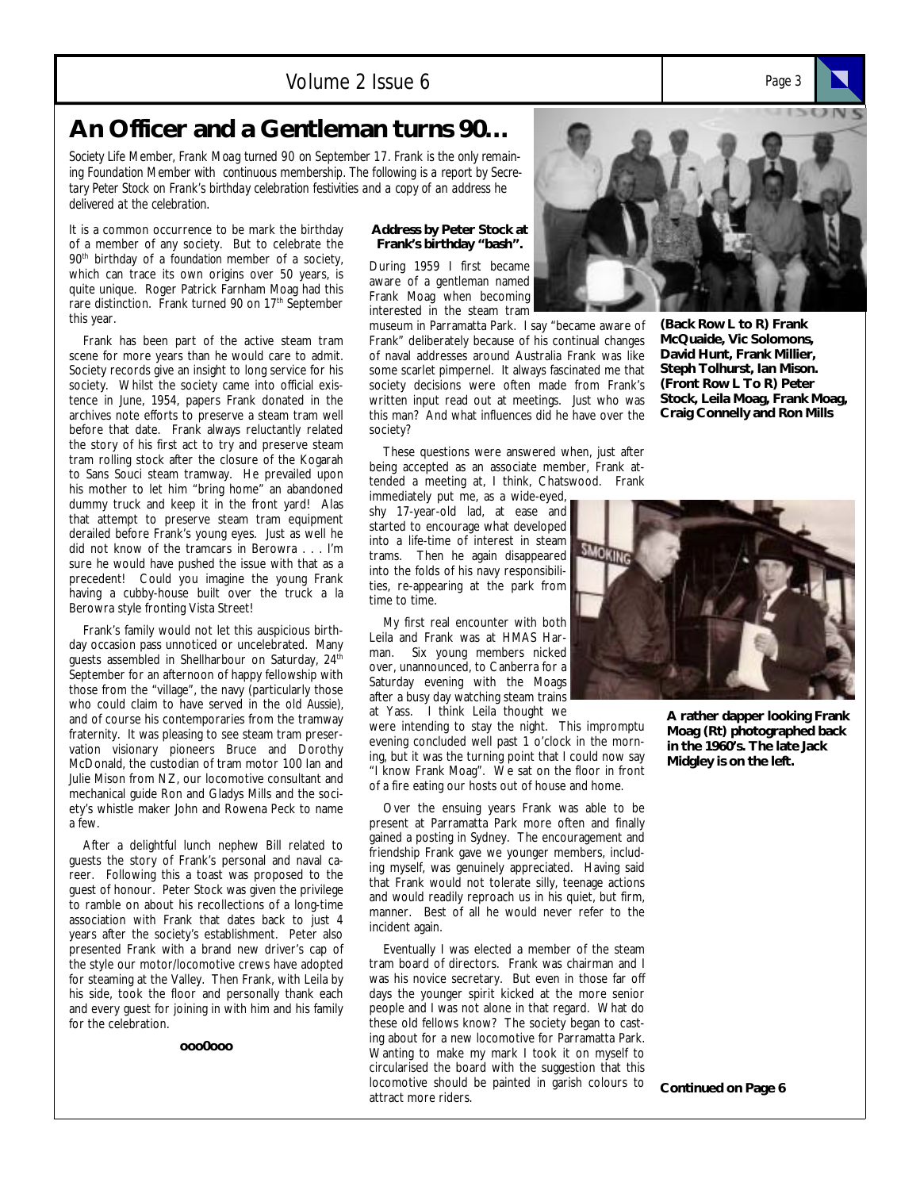# An Officer and a Gentleman turns 90…

*Society Life Member, Frank Moag turned 90 on September 17. Frank is the only remaining Foundation Member with continuous membership. The following is a report by Secretary Peter Stock on Frank's birthday celebration festivities and a copy of an address he delivered at the celebration.*

It is a common occurrence to be mark the birthday of a member of any society. But to celebrate the 90th birthday of a foundation member of a society, which can trace its own origins over 50 years, is quite unique. Roger Patrick Farnham Moag had this rare distinction. Frank turned 90 on 17th September this year.

Frank has been part of the active steam tram scene for more years than he would care to admit. Society records give an insight to long service for his society. Whilst the society came into official existence in June, 1954, papers Frank donated in the archives note efforts to preserve a steam tram well before that date. Frank always reluctantly related the story of his first act to try and preserve steam tram rolling stock after the closure of the Kogarah to Sans Souci steam tramway. He prevailed upon his mother to let him "bring home" an abandoned dummy truck and keep it in the front yard! Alas that attempt to preserve steam tram equipment derailed before Frank's young eyes. Just as well he did not know of the tramcars in Berowra . . . I'm sure he would have pushed the issue with that as a precedent! Could you imagine the young Frank having a cubby-house built over the truck a la Berowra style fronting Vista Street!

Frank's family would not let this auspicious birthday occasion pass unnoticed or uncelebrated. Many guests assembled in Shellharbour on Saturday, 24th September for an afternoon of happy fellowship with those from the "village", the navy (particularly those who could claim to have served in the old Aussie), and of course his contemporaries from the tramway fraternity. It was pleasing to see steam tram preservation visionary pioneers Bruce and Dorothy McDonald, the custodian of tram motor 100 Ian and Julie Mison from NZ, our locomotive consultant and mechanical guide Ron and Gladys Mills and the society's whistle maker John and Rowena Peck to name a few.

After a delightful lunch nephew Bill related to guests the story of Frank's personal and naval career. Following this a toast was proposed to the guest of honour. Peter Stock was given the privilege to ramble on about his recollections of a long-time association with Frank that dates back to just 4 years after the society's establishment. Peter also presented Frank with a brand new driver's cap of the style our motor/locomotive crews have adopted for steaming at the Valley. Then Frank, with Leila by his side, took the floor and personally thank each and every guest for joining in with him and his family for the celebration.

**ooo0ooo**

**Address by Peter Stock at Frank's birthday "bash".**

During 1959 I first became aware of a gentleman named Frank Moag when becoming interested in the steam tram museum in Parramatta Park. I say "became aware of Frank" deliberately because of his continual changes of naval addresses around Australia Frank was like some scarlet pimpernel. It always fascinated me that society decisions were often made from Frank's written input read out at meetings. Just who was this man? And what influences did he have over the society?

These questions were answered when, just after being accepted as an associate member, Frank attended a meeting at, I think, Chatswood. Frank immediately put me, as a wide-eyed, shy 17-year-old lad, at ease and started to encourage what developed into a life-time of interest in steam trams. Then he again disappeared into the folds of his navy responsibilities, re-appearing at the park from time to time.

My first real encounter with both Leila and Frank was at HMAS Harman. Six young members nicked over, unannounced, to Canberra for a Saturday evening with the Moags after a busy day watching steam trains at Yass. I think Leila thought we were intending to stay the night. This impromptu evening concluded well past 1 o'clock in the morning, but it was the turning point that I could now say "I know Frank Moag". We sat on the floor in front of a fire eating our hosts out of house and home.

Over the ensuing years Frank was able to be present at Parramatta Park more often and finally gained a posting in Sydney. The encouragement and friendship Frank gave we younger members, including myself, was genuinely appreciated. Having said that Frank would not tolerate silly, teenage actions and would readily reproach us in his quiet, but firm, manner. Best of all he would never refer to the incident again.

Eventually I was elected a member of the steam tram board of directors. Frank was chairman and I was his novice secretary. But even in those far off days the younger spirit kicked at the more senior people and I was not alone in that regard. What do these old fellows know? The society began to casting about for a new locomotive for Parramatta Park. Wanting to make my mark I took it on myself to circularised the board with the suggestion that this locomotive should be painted in garish colours to attract more riders.

**(Back Row L to R) Frank McQuaide, Vic Solomons, David Hunt, Frank Millier, Steph Tolhurst, Ian Mison. (Front Row L To R) Peter Stock, Leila Moag, Frank Moag, Craig Connelly and Ron Mills**

**A rather dapper looking Frank Moag (Rt) photographed back in the 1960's. The late Jack Midgley is on the left.**

**Continued on Page 6**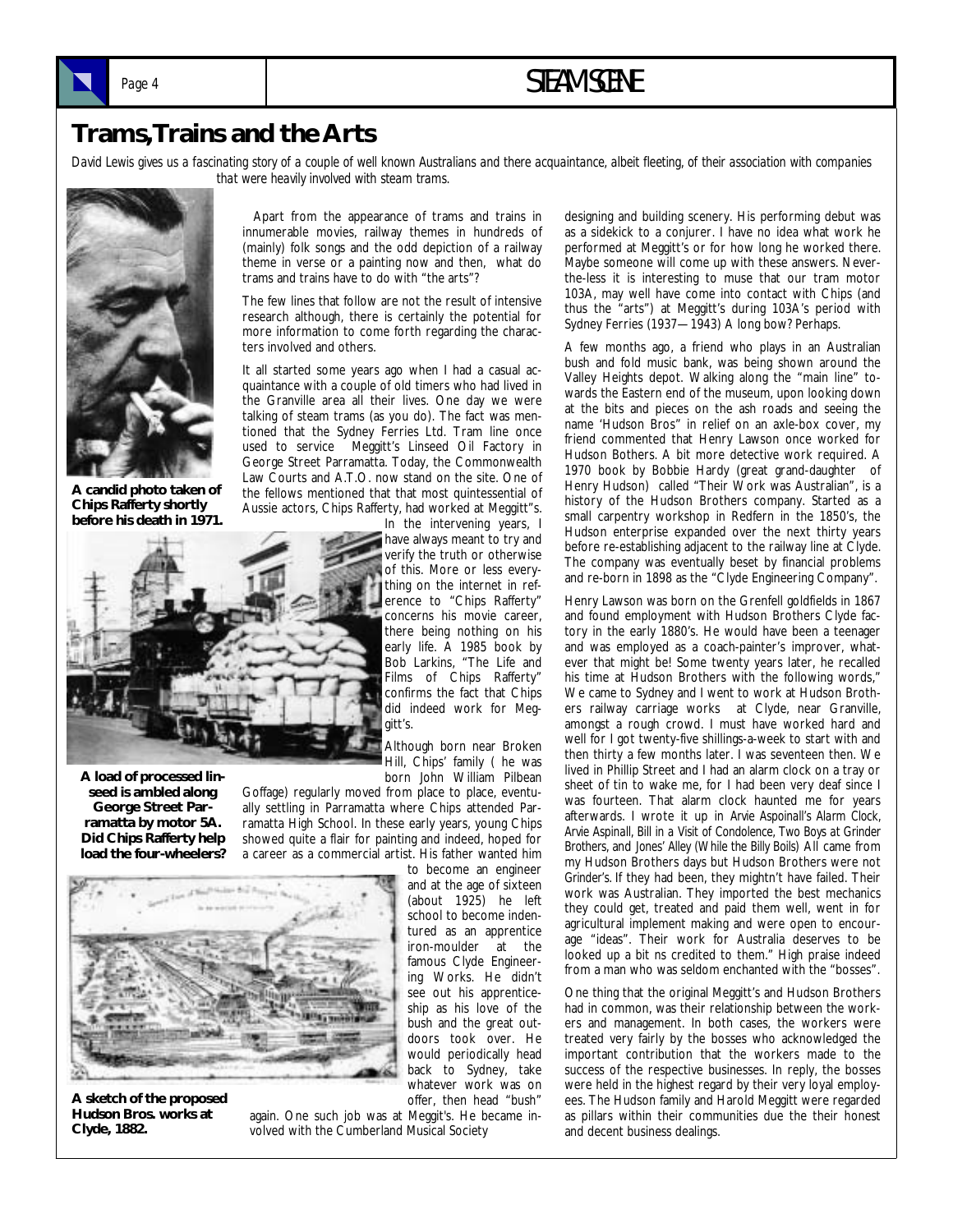# Trams,Trains and the Arts

*David Lewis gives us a fascinating story of a couple of well known Australians and there acquaintance, albeit fleeting, of their association with companies that were heavily involved with steam trams.*

A candid photo taken of Chips Rafferty shortly before his death in 1971.

Apart from the appearance of trams and trains in innumerable movies, railway themes in hundreds of (mainly) folk songs and the odd depiction of a railway theme in verse or a painting now and then, what do trams and trains have to do with "the arts"?

The few lines that follow are not the result of intensive research although, there is certainly the potential for more information to come forth regarding the characters involved and others.

It all started some years ago when I had a casual acquaintance with a couple of old timers who had lived in the Granville area all their lives. One day we were talking of steam trams (as you do). The fact was mentioned that the Sydney Ferries Ltd. Tram line once used to service Meggitt's Linseed Oil Factory in George Street Parramatta. Today, the Commonwealth Law Courts and A.T.O. now stand on the site. One of the fellows mentioned that that most quintessential of Aussie actors, Chips Rafferty, had worked at Meggitt"s. In the intervening years, I have always meant to try and verify the truth or otherwise of this. More or less everything on the internet in reference to "Chips Rafferty" concerns his movie career, there being nothing on his early life. A 1985 book by Bob Larkins, "The Life and Films of Chips Rafferty" confirms the fact that Chips did indeed work for Meggitt's.

A load of processed linseed is ambled along George Street Parramatta by motor 5A. Did Chips Rafferty help load the four-wheelers?

Although born near Broken Hill, Chips' family ( he was born John William Pilbean Goffage) regularly moved from place to place, eventually settling in Parramatta where Chips attended Parramatta High School. In these early years, young Chips showed quite a flair for painting and indeed, hoped for a career as a commercial artist. His father wanted him to become an engineer and at the age of sixteen (about 1925) he left school to become indentured as an apprentice iron-moulder at the famous Clyde Engineering Works. He didn't see out his apprenticeship as his love of the bush and the great outdoors took over. He would periodically head back to Sydney, take whatever work was on offer, then head "bush" again. One such job was at Meggit's. He became involved with the Cumberland Musical Society designing and building scenery. His performing debut was as a sidekick to a conjurer. I have no idea what work he performed at Meggitt's or for how long he worked there. Maybe someone will come up with these answers. Never-the-less it is interesting to muse that our tram motor 103A, may well have come into contact with Chips (and thus the "arts") at Meggitt's during 103A's period with Sydney Ferries (1937—1943) A long bow? Perhaps.

A sketch of the proposed Hudson Bros. works at Clyde, 1882.

A few months ago, a friend who plays in an Australian bush and fold music bank, was being shown around the Valley Heights depot. Walking along the "main line" towards the Eastern end of the museum, upon looking down at the bits and pieces on the ash roads and seeing the name 'Hudson Bros" in relief on an axle-box cover, my friend commented that Henry Lawson once worked for Hudson Bothers. A bit more detective work required. A 1970 book by Bobbie Hardy (great grand-daughter of Henry Hudson) called "Their Work was Australian", is a history of the Hudson Brothers company. Started as a small carpentry workshop in Redfern in the 1850's, the Hudson enterprise expanded over the next thirty years before re-establishing adjacent to the railway line at Clyde. The company was eventually beset by financial problems and re-born in 1898 as the "Clyde Engineering Company".

Henry Lawson was born on the Grenfell goldfields in 1867 and found employment with Hudson Brothers Clyde factory in the early 1880's. He would have been a teenager and was employed as a coach-painter's improver, whatever that might be! Some twenty years later, he recalled his time at Hudson Brothers with the following words," We came to Sydney and I went to work at Hudson Brothers railway carriage works at Clyde, near Granville, amongst a rough crowd. I must have worked hard and well for I got twenty-five shillings-a-week to start with and then thirty a few months later. I was seventeen then. We lived in Phillip Street and I had an alarm clock on a tray or sheet of tin to wake me, for I had been very deaf since I was fourteen. That alarm clock haunted me for years afterwards. I wrote it up in *Arvie Aspoinall's Alarm Clock, Arvie Aspinall, Bill in a Visit of Condolence, Two Boys at Grinder Brothers,* and *Jones' Alley (While the Billy Boils)* All came from my Hudson Brothers days but Hudson Brothers were not Grinder's. If they had been, they mightn't have failed. Their work was Australian. They imported the best mechanics they could get, treated and paid them well, went in for agricultural implement making and were open to encourage "ideas". Their work for Australia deserves to be looked up a bit ns credited to them." High praise indeed from a man who was seldom enchanted with the "bosses".

One thing that the original Meggitt's and Hudson Brothers had in common, was their relationship between the workers and management. In both cases, the workers were treated very fairly by the bosses who acknowledged the important contribution that the workers made to the success of the respective businesses. In reply, the bosses were held in the highest regard by their very loyal employees. The Hudson family and Harold Meggitt were regarded as pillars within their communities due the their honest and decent business dealings.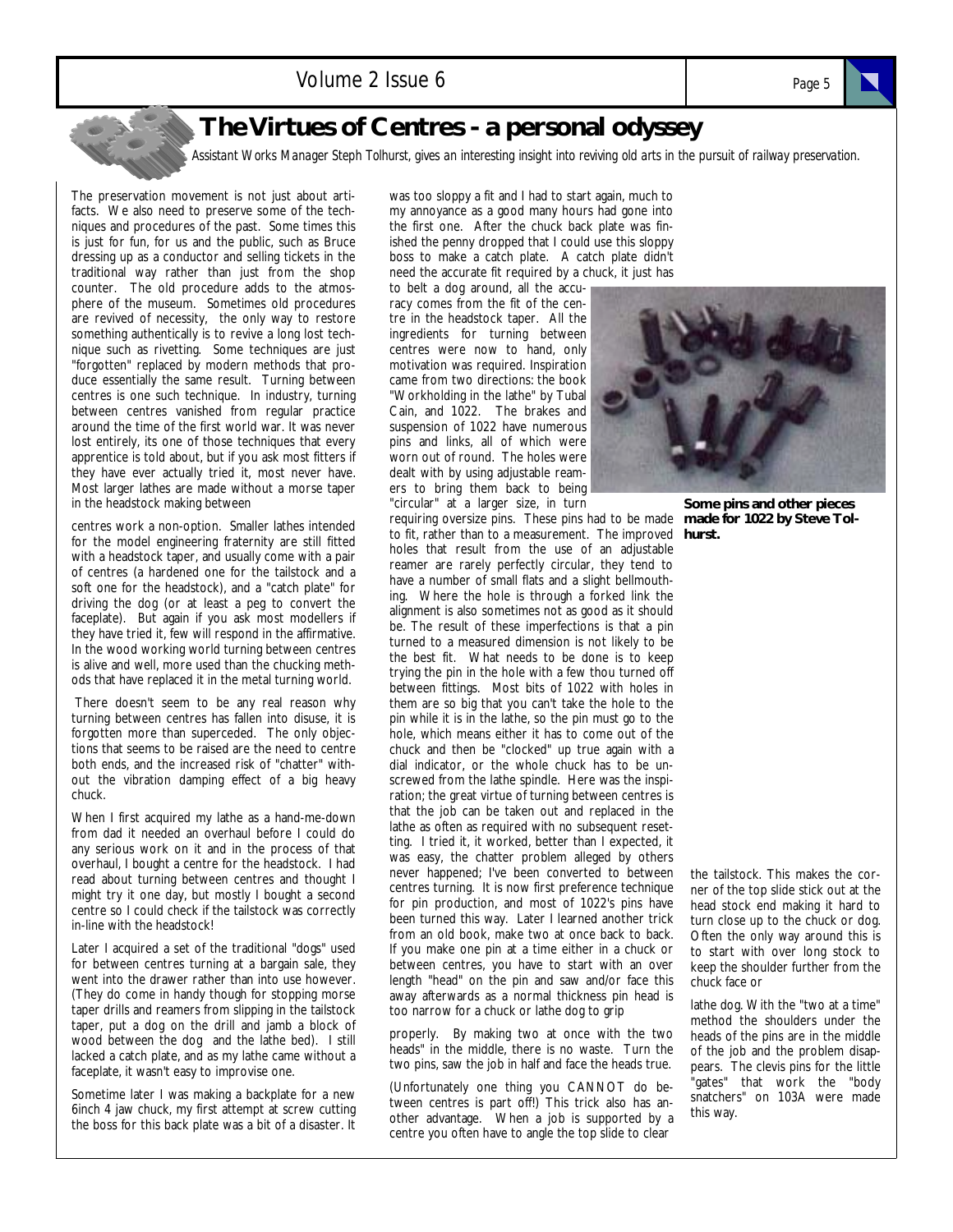# The Virtues of Centres - a personal odyssey

*Assistant Works Manager Steph Tolhurst, gives an interesting insight into reviving old arts in the pursuit of railway preservation.*

The preservation movement is not just about artifacts. We also need to preserve some of the techniques and procedures of the past. Some times this is just for fun, for us and the public, such as Bruce dressing up as a conductor and selling tickets in the traditional way rather than just from the shop counter. The old procedure adds to the atmosphere of the museum. Sometimes old procedures are revived of necessity, the only way to restore something authentically is to revive a long lost technique such as rivetting. Some techniques are just "forgotten" replaced by modern methods that produce essentially the same result. Turning between centres is one such technique. In industry, turning between centres vanished from regular practice around the time of the first world war. It was never lost entirely, its one of those techniques that every apprentice is told about, but if you ask most fitters if they have ever actually tried it, most never have. Most larger lathes are made without a morse taper in the headstock making between centres work a non-option. Smaller lathes intended for the model engineering fraternity are still fitted with a headstock taper, and usually come with a pair of centres (a hardened one for the tailstock and a soft one for the headstock), and a "catch plate" for driving the dog (or at least a peg to convert the faceplate). But again if you ask most modellers if they have tried it, few will respond in the affirmative. In the wood working world turning between centres is alive and well, more used than the chucking methods that have replaced it in the metal turning world.

There doesn't seem to be any real reason why turning between centres has fallen into disuse, it is forgotten more than superceded. The only objections that seems to be raised are the need to centre both ends, and the increased risk of "chatter" without the vibration damping effect of a big heavy chuck.

When I first acquired my lathe as a hand-me-down from dad it needed an overhaul before I could do any serious work on it and in the process of that overhaul, I bought a centre for the headstock. I had read about turning between centres and thought I might try it one day, but mostly I bought a second centre so I could check if the tailstock was correctly in-line with the headstock!

Later I acquired a set of the traditional "dogs" used for between centres turning at a bargain sale, they went into the drawer rather than into use however. (They do come in handy though for stopping morse taper drills and reamers from slipping in the tailstock taper, put a dog on the drill and jamb a block of wood between the dog and the lathe bed). I still lacked a catch plate, and as my lathe came without a faceplate, it wasn't easy to improvise one.

Sometime later I was making a backplate for a new 6inch 4 jaw chuck, my first attempt at screw cutting the boss for this back plate was a bit of a disaster. It was too sloppy a fit and I had to start again, much to my annoyance as a good many hours had gone into the first one. After the chuck back plate was finished the penny dropped that I could use this sloppy boss to make a catch plate. A catch plate didn't need the accurate fit required by a chuck, it just has to belt a dog around, all the accuracy comes from the fit of the centre in the headstock taper. All the ingredients for turning between centres were now to hand, only motivation was required. Inspiration came from two directions: the book "Workholding in the lathe" by Tubal Cain, and 1022. The brakes and suspension of 1022 have numerous pins and links, all of which were worn out of round. The holes were dealt with by using adjustable reamers to bring them back to being "circular" at a larger size, in turn requiring oversize pins. These pins had to be made to fit, rather than to a measurement. The improved holes that result from the use of an adjustable reamer are rarely perfectly circular, they tend to have a number of small flats and a slight bellmouthing. Where the hole is through a forked link the alignment is also sometimes not as good as it should be. The result of these imperfections is that a pin turned to a measured dimension is not likely to be the best fit. What needs to be done is to keep trying the pin in the hole with a few thou turned off between fittings. Most bits of 1022 with holes in them are so big that you can't take the hole to the pin while it is in the lathe, so the pin must go to the hole, which means either it has to come out of the chuck and then be "clocked" up true again with a dial indicator, or the whole chuck has to be unscrewed from the lathe spindle. Here was the inspiration; the great virtue of turning between centres is that the job can be taken out and replaced in the lathe as often as required with no subsequent resetting. I tried it, it worked, better than I expected, it was easy, the chatter problem alleged by others never happened; I've been converted to between centres turning. It is now first preference technique for pin production, and most of 1022's pins have been turned this way. Later I learned another trick from an old book, make two at once back to back. If you make one pin at a time either in a chuck or between centres, you have to start with an over length "head" on the pin and saw and/or face this away afterwards as a normal thickness pin head is too narrow for a chuck or lathe dog to grip properly. By making two at once with the two heads" in the middle, there is no waste. Turn the two pins, saw the job in half and face the heads true.

**Some pins and other pieces made for 1022 by Steve Tolhurst.**

(Unfortunately one thing you CANNOT do between centres is part off!) This trick also has another advantage. When a job is supported by a centre you often have to angle the top slide to clear the tailstock. This makes the corner of the top slide stick out at the head stock end making it hard to turn close up to the chuck or dog. Often the only way around this is to start with over long stock to keep the shoulder further from the chuck face or lathe dog. With the "two at a time" method the shoulders under the heads of the pins are in the middle of the job and the problem disappears. The clevis pins for the little "gates" that work the "body snatchers" on 103A were made this way.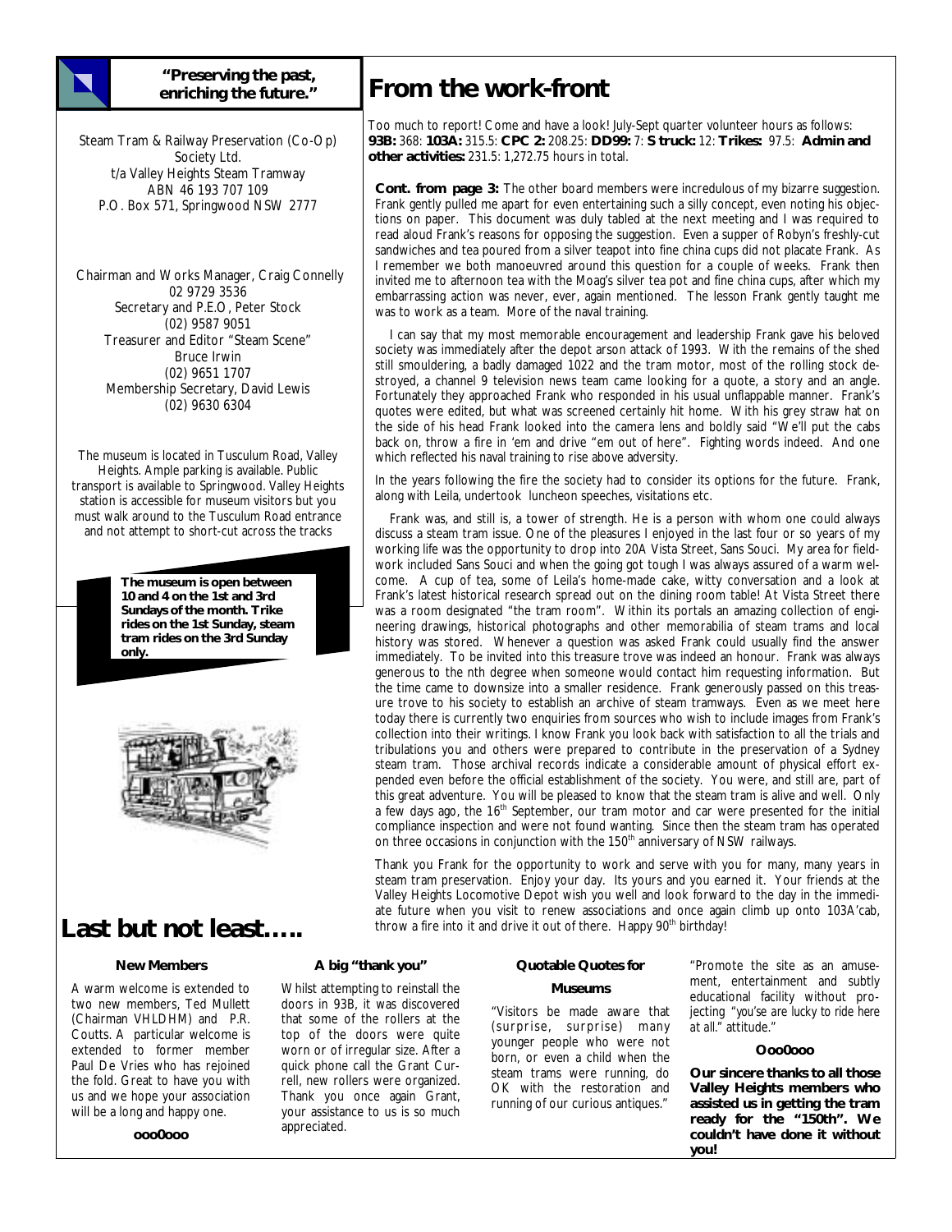**"Preserving the past, enriching the future."**

Steam Tram & Railway Preservation (Co-Op) Society Ltd.
t/a Valley Heights Steam Tramway
ABN 46 193 707 109
P.O. Box 571, Springwood NSW 2777

Chairman and Works Manager, Craig Connelly
02 9729 3536
Secretary and P.E.O, Peter Stock
(02) 9587 9051
Treasurer and Editor "Steam Scene"
Bruce Irwin
(02) 9651 1707
Membership Secretary, David Lewis
(02) 9630 6304

The museum is located in Tusculum Road, Valley Heights. Ample parking is available. Public transport is available to Springwood. Valley Heights station is accessible for museum visitors but you must walk around to the Tusculum Road entrance and not attempt to short-cut across the tracks

**The museum is open between 10 and 4 on the 1st and 3rd Sundays of the month. Trike rides on the 1st Sunday, steam tram rides on the 3rd Sunday only.**

# From the work-front

Too much to report! Come and have a look! July-Sept quarter volunteer hours as follows: **93B:** 368: **103A:** 315.5: **CPC 2:** 208.25: **DD99:** 7: **S truck:** 12: **Trikes:** 97.5: **Admin and other activities:** 231.5: 1,272.75 hours in total.

**Cont. from page 3:** The other board members were incredulous of my bizarre suggestion. Frank gently pulled me apart for even entertaining such a silly concept, even noting his objections on paper. This document was duly tabled at the next meeting and I was required to read aloud Frank's reasons for opposing the suggestion. Even a supper of Robyn's freshly-cut sandwiches and tea poured from a silver teapot into fine china cups did not placate Frank. As I remember we both manoeuvred around this question for a couple of weeks. Frank then invited me to afternoon tea with the Moag's silver tea pot and fine china cups, after which my embarrassing action was never, ever, again mentioned. The lesson Frank gently taught me was to work as a team. More of the naval training.

I can say that my most memorable encouragement and leadership Frank gave his beloved society was immediately after the depot arson attack of 1993. With the remains of the shed still smouldering, a badly damaged 1022 and the tram motor, most of the rolling stock destroyed, a channel 9 television news team came looking for a quote, a story and an angle. Fortunately they approached Frank who responded in his usual unflappable manner. Frank's quotes were edited, but what was screened certainly hit home. With his grey straw hat on the side of his head Frank looked into the camera lens and boldly said "We'll put the cabs back on, throw a fire in 'em and drive 'em out of here". Fighting words indeed. And one which reflected his naval training to rise above adversity.

In the years following the fire the society had to consider its options for the future. Frank, along with Leila, undertook luncheon speeches, visitations etc.

Frank was, and still is, a tower of strength. He is a person with whom one could always discuss a steam tram issue. One of the pleasures I enjoyed in the last four or so years of my working life was the opportunity to drop into 20A Vista Street, Sans Souci. My area for fieldwork included Sans Souci and when the going got tough I was always assured of a warm welcome. A cup of tea, some of Leila's home-made cake, witty conversation and a look at Frank's latest historical research spread out on the dining room table! At Vista Street there was a room designated "the tram room". Within its portals an amazing collection of engineering drawings, historical photographs and other memorabilia of steam trams and local history was stored. Whenever a question was asked Frank could usually find the answer immediately. To be invited into this treasure trove was indeed an honour. Frank was always generous to the nth degree when someone would contact him requesting information. But the time came to downsize into a smaller residence. Frank generously passed on this treasure trove to his society to establish an archive of steam tramways. Even as we meet here today there is currently two enquiries from sources who wish to include images from Frank's collection into their writings. I know Frank you look back with satisfaction to all the trials and tribulations you and others were prepared to contribute in the preservation of a Sydney steam tram. Those archival records indicate a considerable amount of physical effort expended even before the official establishment of the society. You were, and still are, part of this great adventure. You will be pleased to know that the steam tram is alive and well. Only a few days ago, the 16th September, our tram motor and car were presented for the initial compliance inspection and were not found wanting. Since then the steam tram has operated on three occasions in conjunction with the 150th anniversary of NSW railways.

Thank you Frank for the opportunity to work and serve with you for many, many years in steam tram preservation. Enjoy your day. Its yours and you earned it. Your friends at the Valley Heights Locomotive Depot wish you well and look forward to the day in the immediate future when you visit to renew associations and once again climb up onto 103A'cab, throw a fire into it and drive it out of there. Happy 90th birthday!

# Last but not least…..

### New Members

A warm welcome is extended to two new members, Ted Mullett (Chairman VHLDHM) and P.R. Coutts. A particular welcome is extended to former member Paul De Vries who has rejoined the fold. Great to have you with us and we hope your association will be a long and happy one.

**ooo0ooo**

### A big "thank you"

Whilst attempting to reinstall the doors in 93B, it was discovered that some of the rollers at the top of the doors were quite worn or of irregular size. After a quick phone call the Grant Currell, new rollers were organized. Thank you once again Grant, your assistance to us is so much appreciated.

### Quotable Quotes for Museums

"Visitors be made aware that (surprise, surprise) many younger people who were not born, or even a child when the steam trams were running, do OK with the restoration and running of our curious antiques."

"Promote the site as an amusement, entertainment and subtly educational facility without projecting "you'se are lucky to ride here at all." attitude."

**Ooo0ooo**

**Our sincere thanks to all those Valley Heights members who assisted us in getting the tram ready for the "150th". We couldn't have done it without you!**